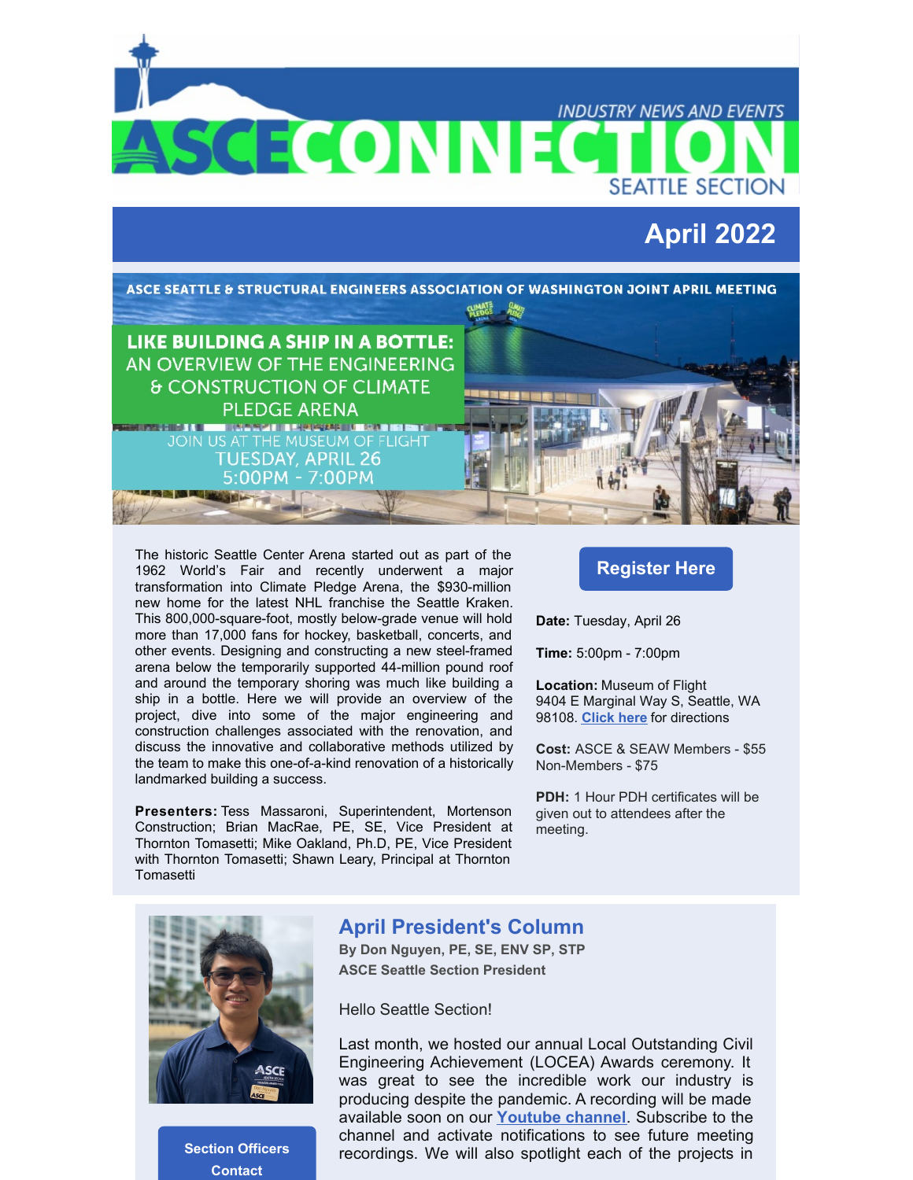# ASCE CONNECTION

INDUSTRY NEWS AND EVENTS

SEATTLE SECTION

## April 2022

ASCE SEATTLE & STRUCTURAL ENGINEERS ASSOCIATION OF WASHINGTON JOINT APRIL MEETING

**LIKE BUILDING A SHIP IN A BOTTLE:** AN OVERVIEW OF THE ENGINEERING & CONSTRUCTION OF CLIMATE PLEDGE ARENA

JOIN US AT THE MUSEUM OF FLIGHT
TUESDAY, APRIL 26
5:00PM - 7:00PM

The historic Seattle Center Arena started out as part of the 1962 World's Fair and recently underwent a major transformation into Climate Pledge Arena, the $930-million new home for the latest NHL franchise the Seattle Kraken. This 800,000-square-foot, mostly below-grade venue will hold more than 17,000 fans for hockey, basketball, concerts, and other events. Designing and constructing a new steel-framed arena below the temporarily supported 44-million pound roof and around the temporary shoring was much like building a ship in a bottle. Here we will provide an overview of the project, dive into some of the major engineering and construction challenges associated with the renovation, and discuss the innovative and collaborative methods utilized by the team to make this one-of-a-kind renovation of a historically landmarked building a success.

**Presenters:** Tess Massaroni, Superintendent, Mortenson Construction; Brian MacRae, PE, SE, Vice President at Thornton Tomasetti; Mike Oakland, Ph.D, PE, Vice President with Thornton Tomasetti; Shawn Leary, Principal at Thornton Tomasetti

**Register Here**

**Date:** Tuesday, April 26

**Time:** 5:00pm - 7:00pm

**Location:** Museum of Flight
9404 E Marginal Way S, Seattle, WA 98108. **Click here** for directions

**Cost:** ASCE & SEAW Members - $55
Non-Members - $75

**PDH:** 1 Hour PDH certificates will be given out to attendees after the meeting.

## April President's Column

**By Don Nguyen, PE, SE, ENV SP, STP**
**ASCE Seattle Section President**

Hello Seattle Section!

Last month, we hosted our annual Local Outstanding Civil Engineering Achievement (LOCEA) Awards ceremony. It was great to see the incredible work our industry is producing despite the pandemic. A recording will be made available soon on our **Youtube channel**. Subscribe to the channel and activate notifications to see future meeting recordings. We will also spotlight each of the projects in

**Section Officers Contact**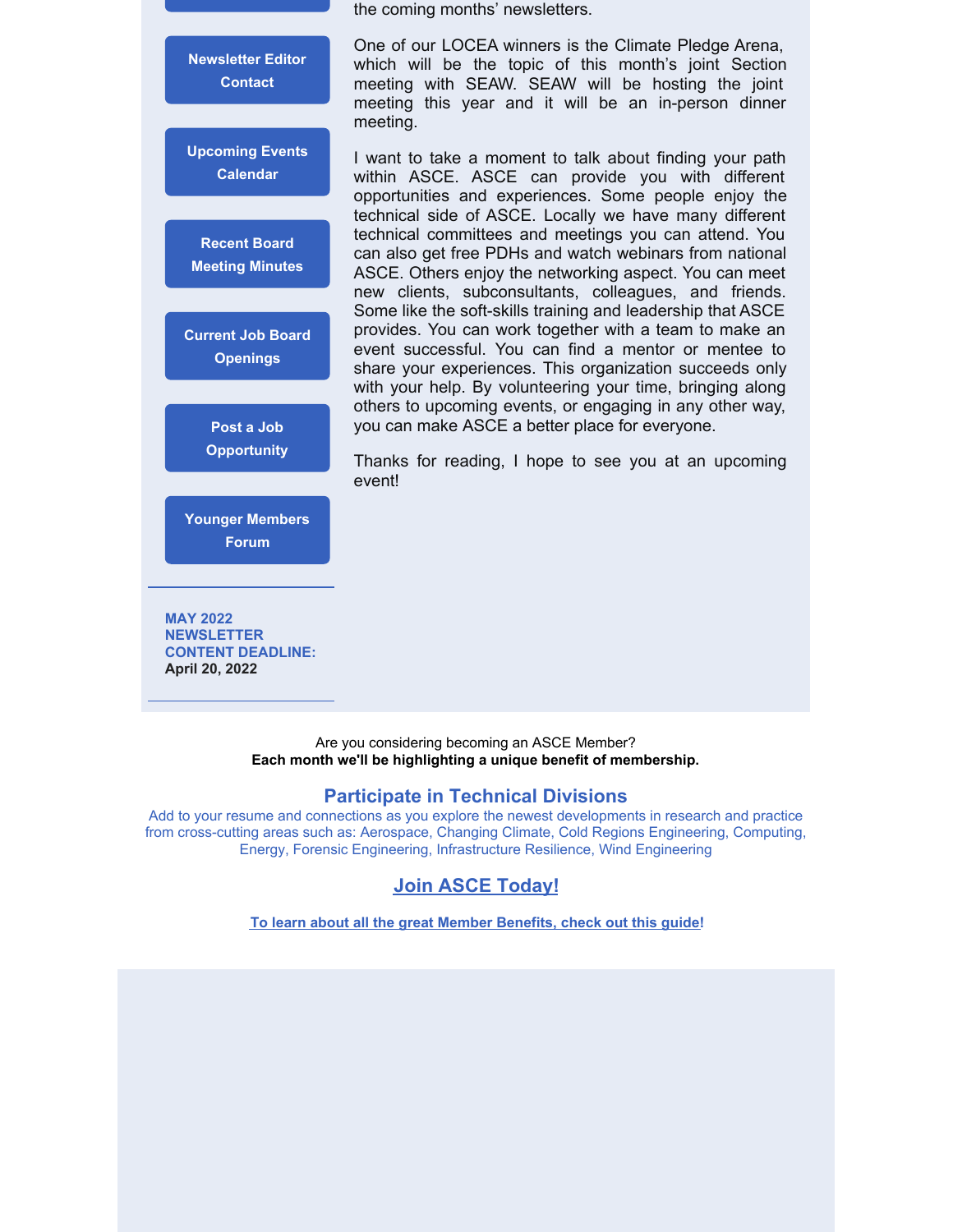the coming months' newsletters.

One of our LOCEA winners is the Climate Pledge Arena, which will be the topic of this month's joint Section meeting with SEAW. SEAW will be hosting the joint meeting this year and it will be an in-person dinner meeting.

I want to take a moment to talk about finding your path within ASCE. ASCE can provide you with different opportunities and experiences. Some people enjoy the technical side of ASCE. Locally we have many different technical committees and meetings you can attend. You can also get free PDHs and watch webinars from national ASCE. Others enjoy the networking aspect. You can meet new clients, subconsultants, colleagues, and friends. Some like the soft-skills training and leadership that ASCE provides. You can work together with a team to make an event successful. You can find a mentor or mentee to share your experiences. This organization succeeds only with your help. By volunteering your time, bringing along others to upcoming events, or engaging in any other way, you can make ASCE a better place for everyone.

Thanks for reading, I hope to see you at an upcoming event!

**Newsletter Editor Contact**

**Upcoming Events Calendar**

**Recent Board Meeting Minutes**

**Current Job Board Openings**

**Post a Job Opportunity**

**Younger Members Forum**

**MAY 2022 NEWSLETTER CONTENT DEADLINE:**
**April 20, 2022**

Are you considering becoming an ASCE Member?
**Each month we'll be highlighting a unique benefit of membership.**

## Participate in Technical Divisions

Add to your resume and connections as you explore the newest developments in research and practice from cross-cutting areas such as: Aerospace, Changing Climate, Cold Regions Engineering, Computing, Energy, Forensic Engineering, Infrastructure Resilience, Wind Engineering

## Join ASCE Today!

**To learn about all the great Member Benefits, check out this guide!**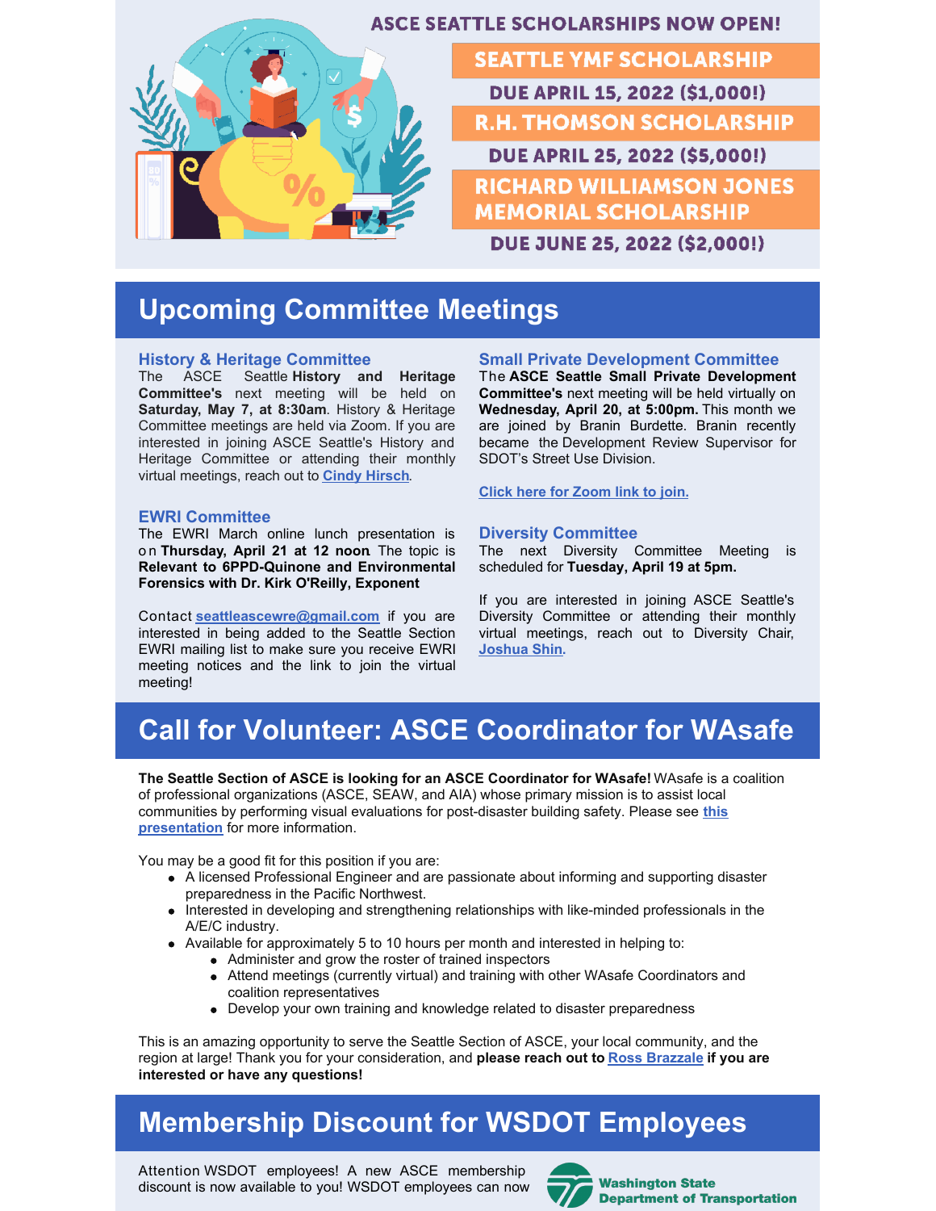## ASCE SEATTLE SCHOLARSHIPS NOW OPEN!

**SEATTLE YMF SCHOLARSHIP**

**DUE APRIL 15, 2022 ($1,000!)**

**R.H. THOMSON SCHOLARSHIP**

**DUE APRIL 25, 2022 ($5,000!)**

**RICHARD WILLIAMSON JONES MEMORIAL SCHOLARSHIP**

**DUE JUNE 25, 2022 ($2,000!)**

# Upcoming Committee Meetings

### History & Heritage Committee

The ASCE Seattle **History and Heritage Committee's** next meeting will be held on **Saturday, May 7, at 8:30am**. History & Heritage Committee meetings are held via Zoom. If you are interested in joining ASCE Seattle's History and Heritage Committee or attending their monthly virtual meetings, reach out to **Cindy Hirsch**.

### EWRI Committee

The EWRI March online lunch presentation is on **Thursday, April 21 at 12 noon**. The topic is **Relevant to 6PPD-Quinone and Environmental Forensics with Dr. Kirk O'Reilly, Exponent**

Contact **seattleascewre@gmail.com** if you are interested in being added to the Seattle Section EWRI mailing list to make sure you receive EWRI meeting notices and the link to join the virtual meeting!

### Small Private Development Committee

The **ASCE Seattle Small Private Development Committee's** next meeting will be held virtually on **Wednesday, April 20, at 5:00pm.** This month we are joined by Branin Burdette. Branin recently became the Development Review Supervisor for SDOT's Street Use Division.

**Click here for Zoom link to join.**

### Diversity Committee

The next Diversity Committee Meeting is scheduled for **Tuesday, April 19 at 5pm.**

If you are interested in joining ASCE Seattle's Diversity Committee or attending their monthly virtual meetings, reach out to Diversity Chair, **Joshua Shin.**

# Call for Volunteer: ASCE Coordinator for WAsafe

**The Seattle Section of ASCE is looking for an ASCE Coordinator for WAsafe!** WAsafe is a coalition of professional organizations (ASCE, SEAW, and AIA) whose primary mission is to assist local communities by performing visual evaluations for post-disaster building safety. Please see **this presentation** for more information.

You may be a good fit for this position if you are:

- A licensed Professional Engineer and are passionate about informing and supporting disaster preparedness in the Pacific Northwest.
- Interested in developing and strengthening relationships with like-minded professionals in the A/E/C industry.
- Available for approximately 5 to 10 hours per month and interested in helping to:
  - Administer and grow the roster of trained inspectors
  - Attend meetings (currently virtual) and training with other WAsafe Coordinators and coalition representatives
  - Develop your own training and knowledge related to disaster preparedness

This is an amazing opportunity to serve the Seattle Section of ASCE, your local community, and the region at large! Thank you for your consideration, and **please reach out to Ross Brazzale if you are interested or have any questions!**

# Membership Discount for WSDOT Employees

Attention WSDOT employees! A new ASCE membership discount is now available to you! WSDOT employees can now

Washington State Department of Transportation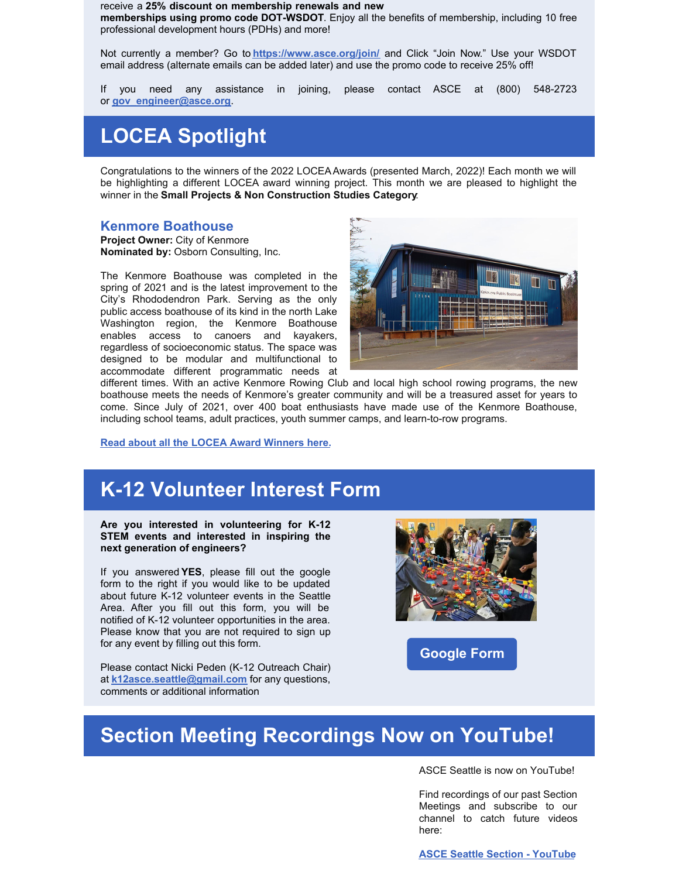receive a **25% discount on membership renewals and new memberships using promo code DOT-WSDOT**. Enjoy all the benefits of membership, including 10 free professional development hours (PDHs) and more!

Not currently a member? Go to **https://www.asce.org/join/** and Click "Join Now." Use your WSDOT email address (alternate emails can be added later) and use the promo code to receive 25% off!

If you need any assistance in joining, please contact ASCE at (800) 548-2723 or **gov_engineer@asce.org**.

# LOCEA Spotlight

Congratulations to the winners of the 2022 LOCEA Awards (presented March, 2022)! Each month we will be highlighting a different LOCEA award winning project. This month we are pleased to highlight the winner in the **Small Projects & Non Construction Studies Category**.

### Kenmore Boathouse

**Project Owner:** City of Kenmore
**Nominated by:** Osborn Consulting, Inc.

The Kenmore Boathouse was completed in the spring of 2021 and is the latest improvement to the City's Rhododendron Park. Serving as the only public access boathouse of its kind in the north Lake Washington region, the Kenmore Boathouse enables access to canoers and kayakers, regardless of socioeconomic status. The space was designed to be modular and multifunctional to accommodate different programmatic needs at different times. With an active Kenmore Rowing Club and local high school rowing programs, the new boathouse meets the needs of Kenmore's greater community and will be a treasured asset for years to come. Since July of 2021, over 400 boat enthusiasts have made use of the Kenmore Boathouse, including school teams, adult practices, youth summer camps, and learn-to-row programs.

**Read about all the LOCEA Award Winners here.**

# K-12 Volunteer Interest Form

**Are you interested in volunteering for K-12 STEM events and interested in inspiring the next generation of engineers?**

If you answered **YES**, please fill out the google form to the right if you would like to be updated about future K-12 volunteer events in the Seattle Area. After you fill out this form, you will be notified of K-12 volunteer opportunities in the area. Please know that you are not required to sign up for any event by filling out this form.

Please contact Nicki Peden (K-12 Outreach Chair) at **k12asce.seattle@gmail.com** for any questions, comments or additional information

Google Form

# Section Meeting Recordings Now on YouTube!

ASCE Seattle is now on YouTube!

Find recordings of our past Section Meetings and subscribe to our channel to catch future videos here:

**ASCE Seattle Section - YouTube**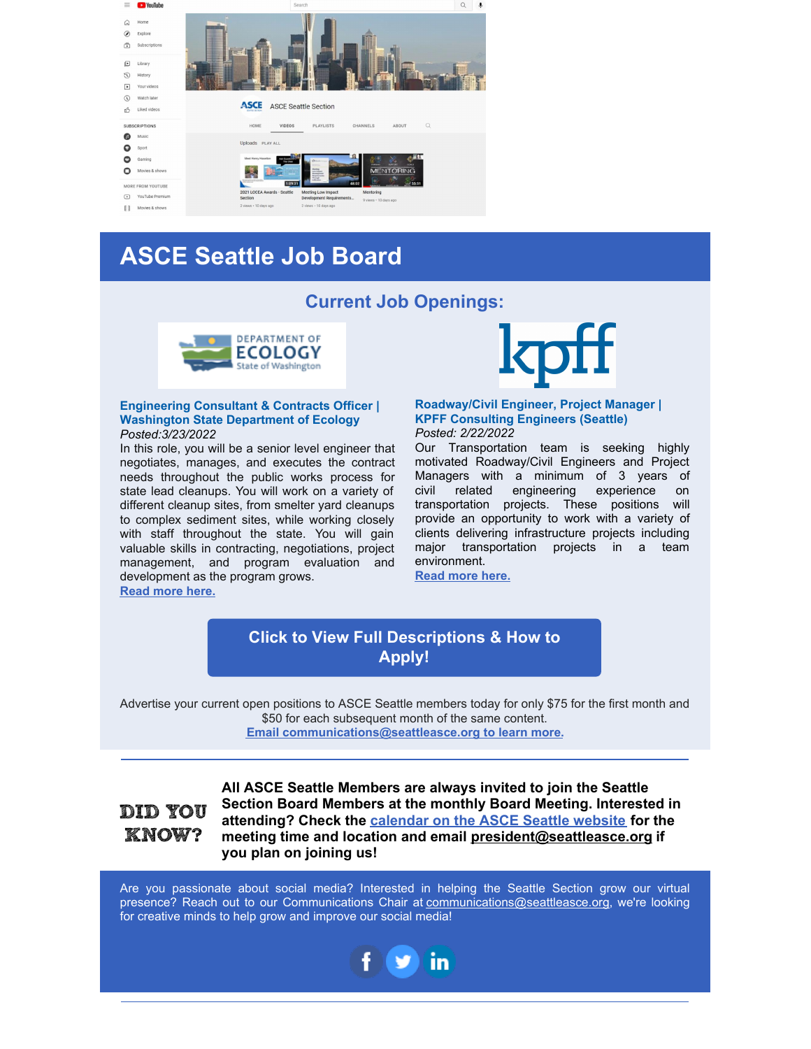# ASCE Seattle Job Board

## Current Job Openings:

**Engineering Consultant & Contracts Officer | Washington State Department of Ecology**

*Posted:3/23/2022*

In this role, you will be a senior level engineer that negotiates, manages, and executes the contract needs throughout the public works process for state lead cleanups. You will work on a variety of different cleanup sites, from smelter yard cleanups to complex sediment sites, while working closely with staff throughout the state. You will gain valuable skills in contracting, negotiations, project management, and program evaluation and development as the program grows.

**Read more here.**

**Roadway/Civil Engineer, Project Manager | KPFF Consulting Engineers (Seattle)**

*Posted: 2/22/2022*

Our Transportation team is seeking highly motivated Roadway/Civil Engineers and Project Managers with a minimum of 3 years of civil related engineering experience on transportation projects. These positions will provide an opportunity to work with a variety of clients delivering infrastructure projects including major transportation projects in a team environment.

**Read more here.**

**Click to View Full Descriptions & How to Apply!**

Advertise your current open positions to ASCE Seattle members today for only $75 for the first month and $50 for each subsequent month of the same content.

**Email communications@seattleasce.org to learn more.**

---

DID YOU KNOW?

**All ASCE Seattle Members are always invited to join the Seattle Section Board Members at the monthly Board Meeting. Interested in attending? Check the calendar on the ASCE Seattle website for the meeting time and location and email president@seattleasce.org if you plan on joining us!**

Are you passionate about social media? Interested in helping the Seattle Section grow our virtual presence? Reach out to our Communications Chair at communications@seattleasce.org, we're looking for creative minds to help grow and improve our social media!